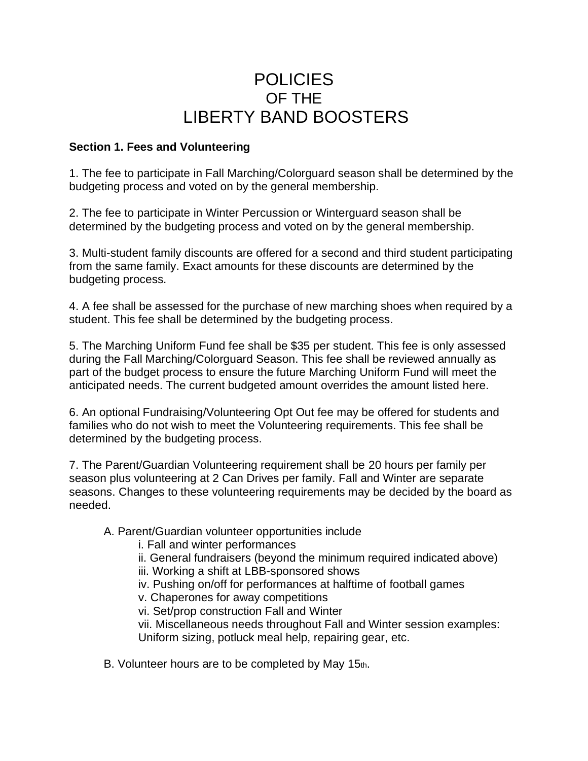# POLICIES
## OF THE
# LIBERTY BAND BOOSTERS

**Section 1. Fees and Volunteering**

1. The fee to participate in Fall Marching/Colorguard season shall be determined by the budgeting process and voted on by the general membership.

2. The fee to participate in Winter Percussion or Winterguard season shall be determined by the budgeting process and voted on by the general membership.

3. Multi-student family discounts are offered for a second and third student participating from the same family. Exact amounts for these discounts are determined by the budgeting process.

4. A fee shall be assessed for the purchase of new marching shoes when required by a student. This fee shall be determined by the budgeting process.

5. The Marching Uniform Fund fee shall be $35 per student. This fee is only assessed during the Fall Marching/Colorguard Season. This fee shall be reviewed annually as part of the budget process to ensure the future Marching Uniform Fund will meet the anticipated needs. The current budgeted amount overrides the amount listed here.

6. An optional Fundraising/Volunteering Opt Out fee may be offered for students and families who do not wish to meet the Volunteering requirements. This fee shall be determined by the budgeting process.

7. The Parent/Guardian Volunteering requirement shall be 20 hours per family per season plus volunteering at 2 Can Drives per family. Fall and Winter are separate seasons. Changes to these volunteering requirements may be decided by the board as needed.

   A. Parent/Guardian volunteer opportunities include
      i. Fall and winter performances
      ii. General fundraisers (beyond the minimum required indicated above)
      iii. Working a shift at LBB-sponsored shows
      iv. Pushing on/off for performances at halftime of football games
      v. Chaperones for away competitions
      vi. Set/prop construction Fall and Winter
      vii. Miscellaneous needs throughout Fall and Winter session examples: Uniform sizing, potluck meal help, repairing gear, etc.

   B. Volunteer hours are to be completed by May 15th.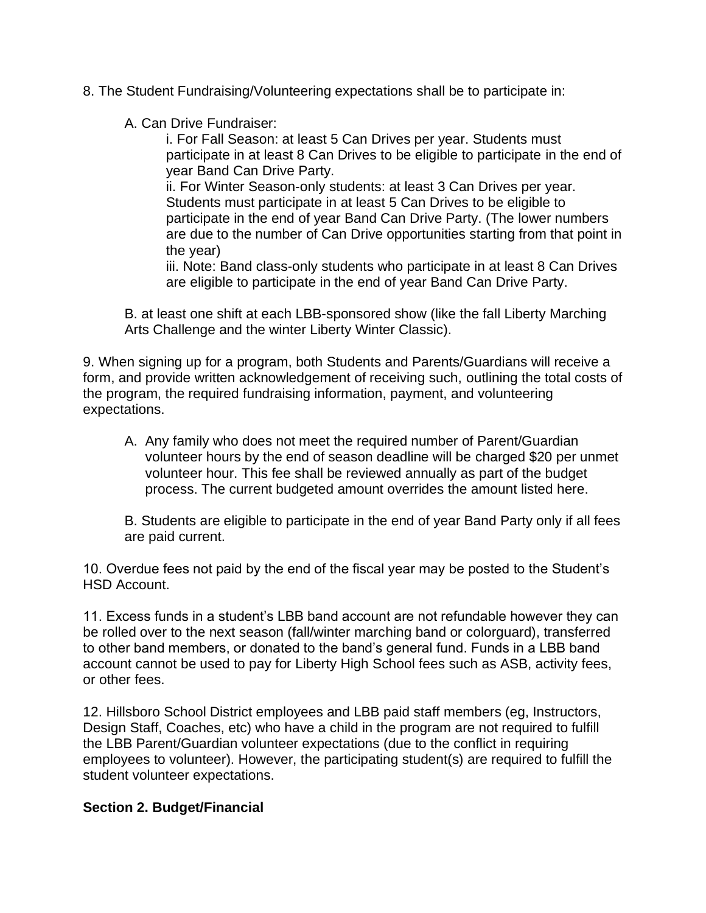8. The Student Fundraising/Volunteering expectations shall be to participate in:

   A. Can Drive Fundraiser:

      i. For Fall Season: at least 5 Can Drives per year. Students must participate in at least 8 Can Drives to be eligible to participate in the end of year Band Can Drive Party.

      ii. For Winter Season-only students: at least 3 Can Drives per year. Students must participate in at least 5 Can Drives to be eligible to participate in the end of year Band Can Drive Party. (The lower numbers are due to the number of Can Drive opportunities starting from that point in the year)

      iii. Note: Band class-only students who participate in at least 8 Can Drives are eligible to participate in the end of year Band Can Drive Party.

   B. at least one shift at each LBB-sponsored show (like the fall Liberty Marching Arts Challenge and the winter Liberty Winter Classic).

9. When signing up for a program, both Students and Parents/Guardians will receive a form, and provide written acknowledgement of receiving such, outlining the total costs of the program, the required fundraising information, payment, and volunteering expectations.

   A. Any family who does not meet the required number of Parent/Guardian volunteer hours by the end of season deadline will be charged $20 per unmet volunteer hour. This fee shall be reviewed annually as part of the budget process. The current budgeted amount overrides the amount listed here.

   B. Students are eligible to participate in the end of year Band Party only if all fees are paid current.

10. Overdue fees not paid by the end of the fiscal year may be posted to the Student's HSD Account.

11. Excess funds in a student's LBB band account are not refundable however they can be rolled over to the next season (fall/winter marching band or colorguard), transferred to other band members, or donated to the band's general fund. Funds in a LBB band account cannot be used to pay for Liberty High School fees such as ASB, activity fees, or other fees.

12. Hillsboro School District employees and LBB paid staff members (eg, Instructors, Design Staff, Coaches, etc) who have a child in the program are not required to fulfill the LBB Parent/Guardian volunteer expectations (due to the conflict in requiring employees to volunteer). However, the participating student(s) are required to fulfill the student volunteer expectations.

**Section 2. Budget/Financial**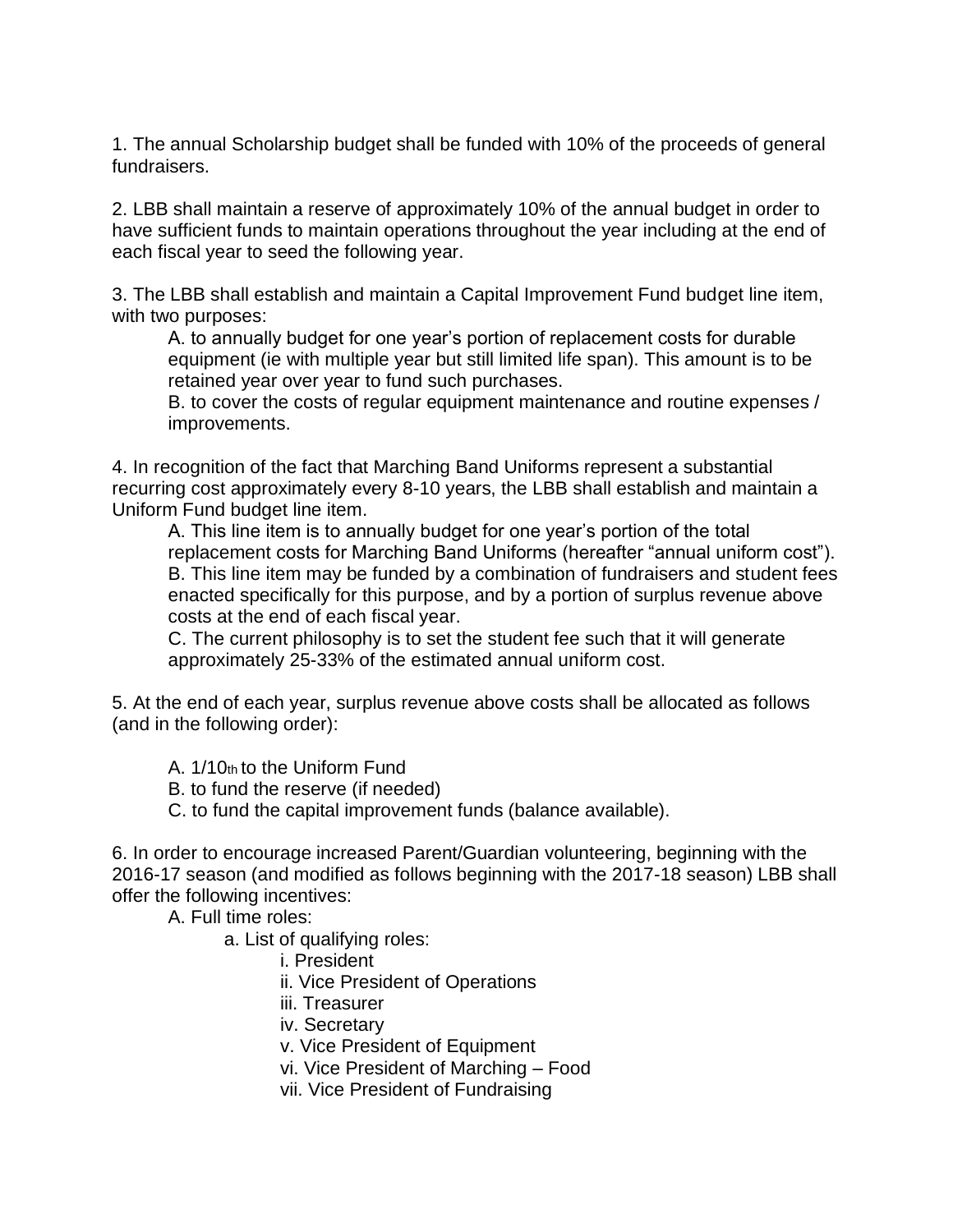1. The annual Scholarship budget shall be funded with 10% of the proceeds of general fundraisers.

2. LBB shall maintain a reserve of approximately 10% of the annual budget in order to have sufficient funds to maintain operations throughout the year including at the end of each fiscal year to seed the following year.

3. The LBB shall establish and maintain a Capital Improvement Fund budget line item, with two purposes:

    A. to annually budget for one year's portion of replacement costs for durable equipment (ie with multiple year but still limited life span). This amount is to be retained year over year to fund such purchases.
    B. to cover the costs of regular equipment maintenance and routine expenses / improvements.

4. In recognition of the fact that Marching Band Uniforms represent a substantial recurring cost approximately every 8-10 years, the LBB shall establish and maintain a Uniform Fund budget line item.

    A. This line item is to annually budget for one year's portion of the total replacement costs for Marching Band Uniforms (hereafter "annual uniform cost").
    B. This line item may be funded by a combination of fundraisers and student fees enacted specifically for this purpose, and by a portion of surplus revenue above costs at the end of each fiscal year.
    C. The current philosophy is to set the student fee such that it will generate approximately 25-33% of the estimated annual uniform cost.

5. At the end of each year, surplus revenue above costs shall be allocated as follows (and in the following order):

    A. 1/10th to the Uniform Fund
    B. to fund the reserve (if needed)
    C. to fund the capital improvement funds (balance available).

6. In order to encourage increased Parent/Guardian volunteering, beginning with the 2016-17 season (and modified as follows beginning with the 2017-18 season) LBB shall offer the following incentives:

    A. Full time roles:
        a. List of qualifying roles:
            i. President
            ii. Vice President of Operations
            iii. Treasurer
            iv. Secretary
            v. Vice President of Equipment
            vi. Vice President of Marching – Food
            vii. Vice President of Fundraising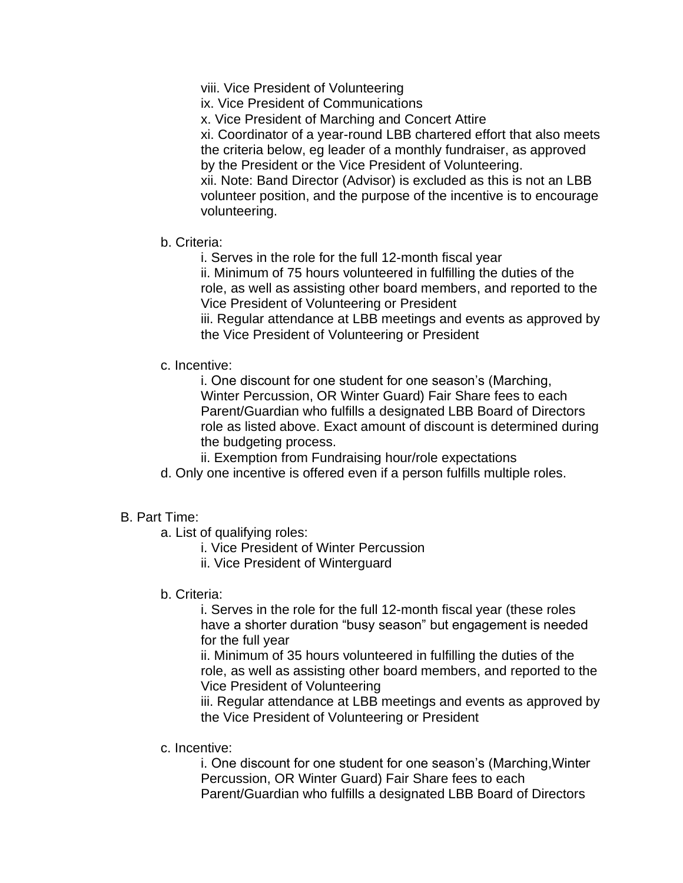viii. Vice President of Volunteering
ix. Vice President of Communications
x. Vice President of Marching and Concert Attire
xi. Coordinator of a year-round LBB chartered effort that also meets the criteria below, eg leader of a monthly fundraiser, as approved by the President or the Vice President of Volunteering.
xii. Note: Band Director (Advisor) is excluded as this is not an LBB volunteer position, and the purpose of the incentive is to encourage volunteering.

b. Criteria:
i. Serves in the role for the full 12-month fiscal year
ii. Minimum of 75 hours volunteered in fulfilling the duties of the role, as well as assisting other board members, and reported to the Vice President of Volunteering or President
iii. Regular attendance at LBB meetings and events as approved by the Vice President of Volunteering or President

c. Incentive:
i. One discount for one student for one season's (Marching, Winter Percussion, OR Winter Guard) Fair Share fees to each Parent/Guardian who fulfills a designated LBB Board of Directors role as listed above. Exact amount of discount is determined during the budgeting process.
ii. Exemption from Fundraising hour/role expectations

d. Only one incentive is offered even if a person fulfills multiple roles.

B. Part Time:

a. List of qualifying roles:
i. Vice President of Winter Percussion
ii. Vice President of Winterguard

b. Criteria:
i. Serves in the role for the full 12-month fiscal year (these roles have a shorter duration "busy season" but engagement is needed for the full year
ii. Minimum of 35 hours volunteered in fulfilling the duties of the role, as well as assisting other board members, and reported to the Vice President of Volunteering
iii. Regular attendance at LBB meetings and events as approved by the Vice President of Volunteering or President

c. Incentive:
i. One discount for one student for one season's (Marching,Winter Percussion, OR Winter Guard) Fair Share fees to each Parent/Guardian who fulfills a designated LBB Board of Directors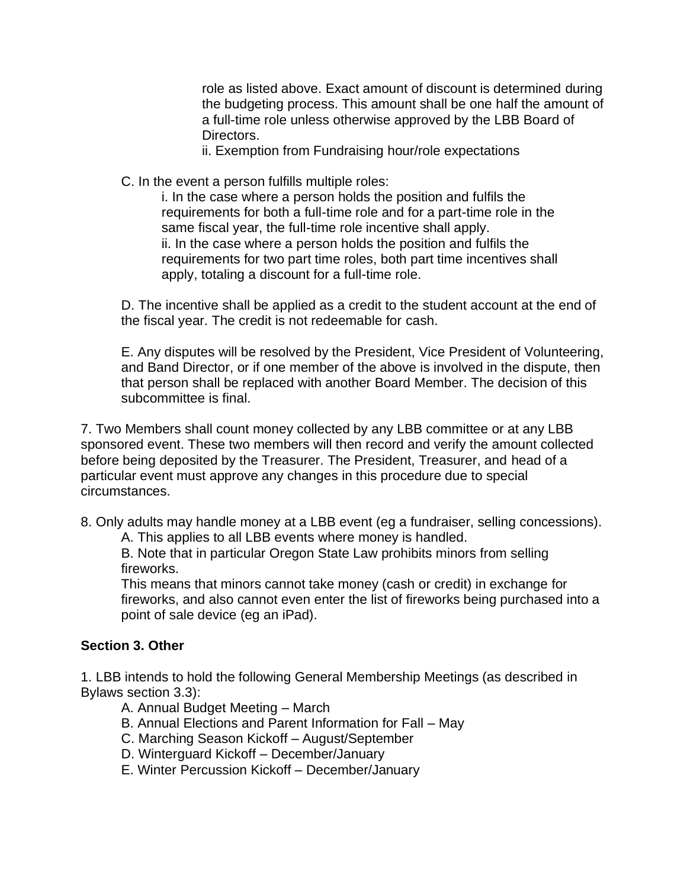role as listed above. Exact amount of discount is determined during the budgeting process. This amount shall be one half the amount of a full-time role unless otherwise approved by the LBB Board of Directors.

ii. Exemption from Fundraising hour/role expectations

C. In the event a person fulfills multiple roles:

i. In the case where a person holds the position and fulfils the requirements for both a full-time role and for a part-time role in the same fiscal year, the full-time role incentive shall apply.

ii. In the case where a person holds the position and fulfils the requirements for two part time roles, both part time incentives shall apply, totaling a discount for a full-time role.

D. The incentive shall be applied as a credit to the student account at the end of the fiscal year. The credit is not redeemable for cash.

E. Any disputes will be resolved by the President, Vice President of Volunteering, and Band Director, or if one member of the above is involved in the dispute, then that person shall be replaced with another Board Member. The decision of this subcommittee is final.

7. Two Members shall count money collected by any LBB committee or at any LBB sponsored event. These two members will then record and verify the amount collected before being deposited by the Treasurer. The President, Treasurer, and head of a particular event must approve any changes in this procedure due to special circumstances.

8. Only adults may handle money at a LBB event (eg a fundraiser, selling concessions).

A. This applies to all LBB events where money is handled.

B. Note that in particular Oregon State Law prohibits minors from selling fireworks.

This means that minors cannot take money (cash or credit) in exchange for fireworks, and also cannot even enter the list of fireworks being purchased into a point of sale device (eg an iPad).

**Section 3. Other**

1. LBB intends to hold the following General Membership Meetings (as described in Bylaws section 3.3):

A. Annual Budget Meeting – March

B. Annual Elections and Parent Information for Fall – May

C. Marching Season Kickoff – August/September

D. Winterguard Kickoff – December/January

E. Winter Percussion Kickoff – December/January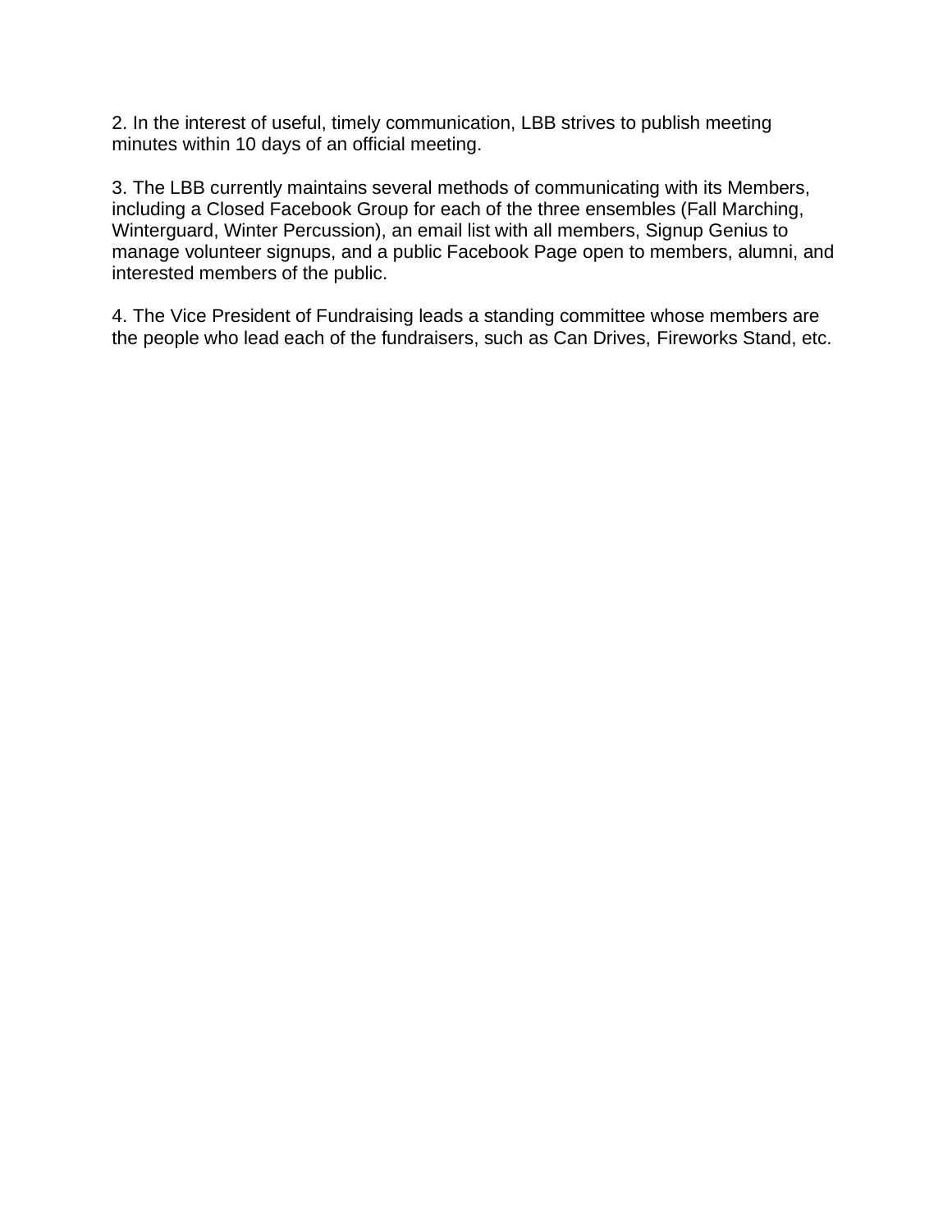2. In the interest of useful, timely communication, LBB strives to publish meeting minutes within 10 days of an official meeting.

3. The LBB currently maintains several methods of communicating with its Members, including a Closed Facebook Group for each of the three ensembles (Fall Marching, Winterguard, Winter Percussion), an email list with all members, Signup Genius to manage volunteer signups, and a public Facebook Page open to members, alumni, and interested members of the public.

4. The Vice President of Fundraising leads a standing committee whose members are the people who lead each of the fundraisers, such as Can Drives, Fireworks Stand, etc.